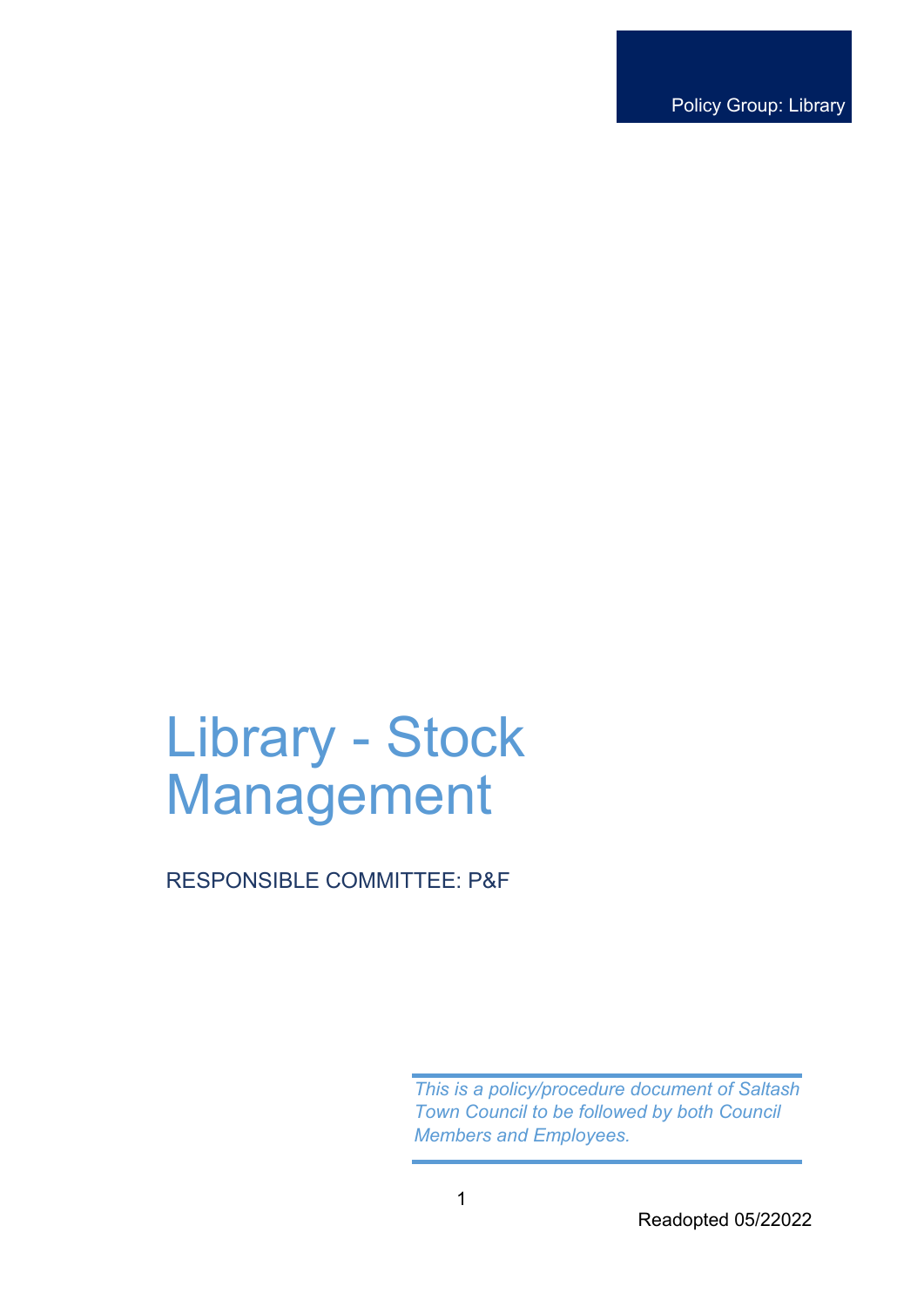Policy Group: Library

# Library - Stock Management

RESPONSIBLE COMMITTEE: P&F

*This is a policy/procedure document of Saltash Town Council to be followed by both Council Members and Employees.*

Readopted 05/22022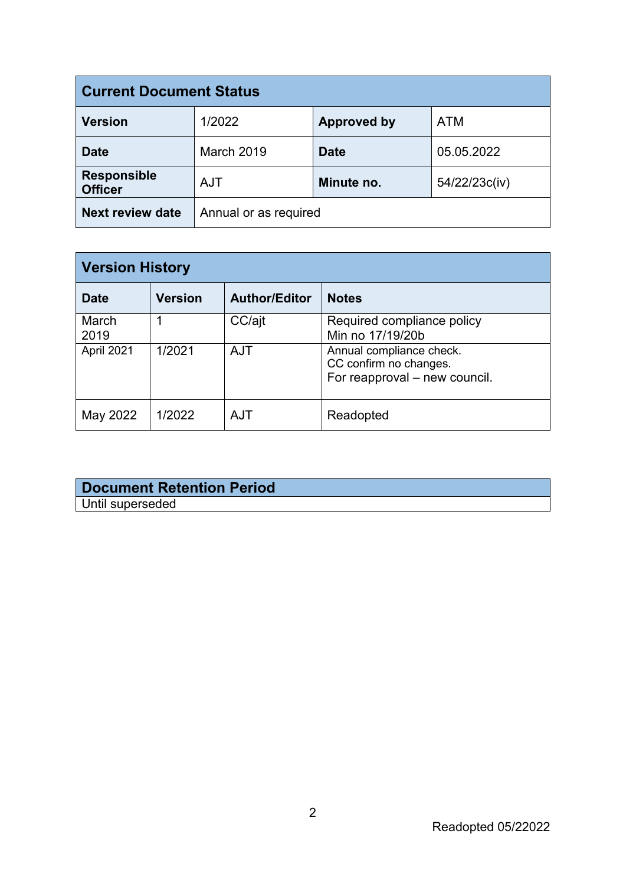| Current Document Status | | | |
|---|---|---|---|
| **Version** | 1/2022 | **Approved by** | ATM |
| **Date** | March 2019 | **Date** | 05.05.2022 |
| **Responsible Officer** | AJT | **Minute no.** | 54/22/23c(iv) |
| **Next review date** | Annual or as required | | |

| Version History | | | |
|---|---|---|---|
| **Date** | **Version** | **Author/Editor** | **Notes** |
| March 2019 | 1 | CC/ajt | Required compliance policy<br>Min no 17/19/20b |
| April 2021 | 1/2021 | AJT | Annual compliance check.<br>CC confirm no changes.<br>For reapproval – new council. |
| May 2022 | 1/2022 | AJT | Readopted |

| Document Retention Period |
|---|
| Until superseded |

Readopted 05/22022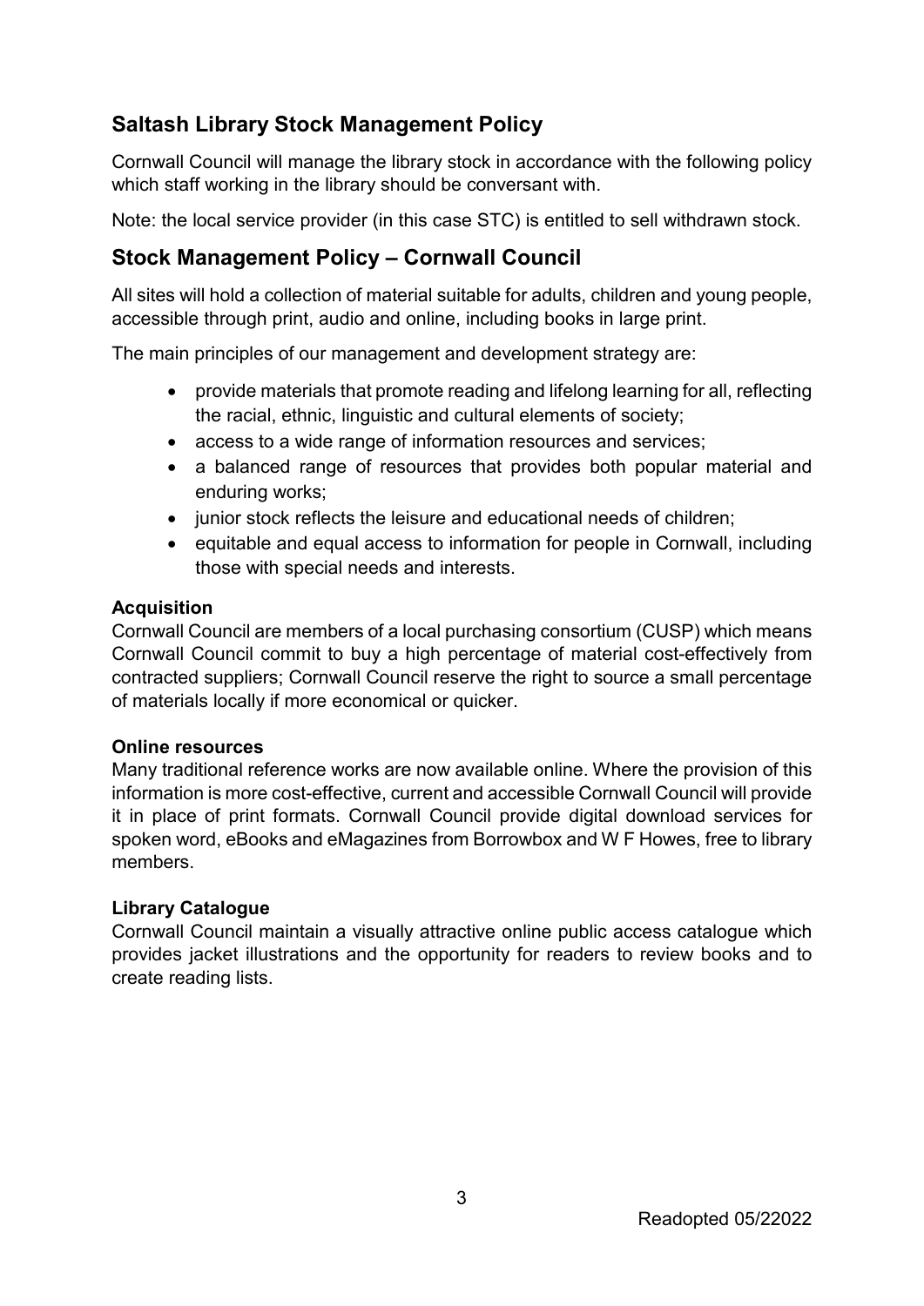## Saltash Library Stock Management Policy

Cornwall Council will manage the library stock in accordance with the following policy which staff working in the library should be conversant with.

Note: the local service provider (in this case STC) is entitled to sell withdrawn stock.

## Stock Management Policy – Cornwall Council

All sites will hold a collection of material suitable for adults, children and young people, accessible through print, audio and online, including books in large print.

The main principles of our management and development strategy are:

- provide materials that promote reading and lifelong learning for all, reflecting the racial, ethnic, linguistic and cultural elements of society;
- access to a wide range of information resources and services;
- a balanced range of resources that provides both popular material and enduring works;
- junior stock reflects the leisure and educational needs of children;
- equitable and equal access to information for people in Cornwall, including those with special needs and interests.

**Acquisition**
Cornwall Council are members of a local purchasing consortium (CUSP) which means Cornwall Council commit to buy a high percentage of material cost-effectively from contracted suppliers; Cornwall Council reserve the right to source a small percentage of materials locally if more economical or quicker.

**Online resources**
Many traditional reference works are now available online. Where the provision of this information is more cost-effective, current and accessible Cornwall Council will provide it in place of print formats. Cornwall Council provide digital download services for spoken word, eBooks and eMagazines from Borrowbox and W F Howes, free to library members.

**Library Catalogue**
Cornwall Council maintain a visually attractive online public access catalogue which provides jacket illustrations and the opportunity for readers to review books and to create reading lists.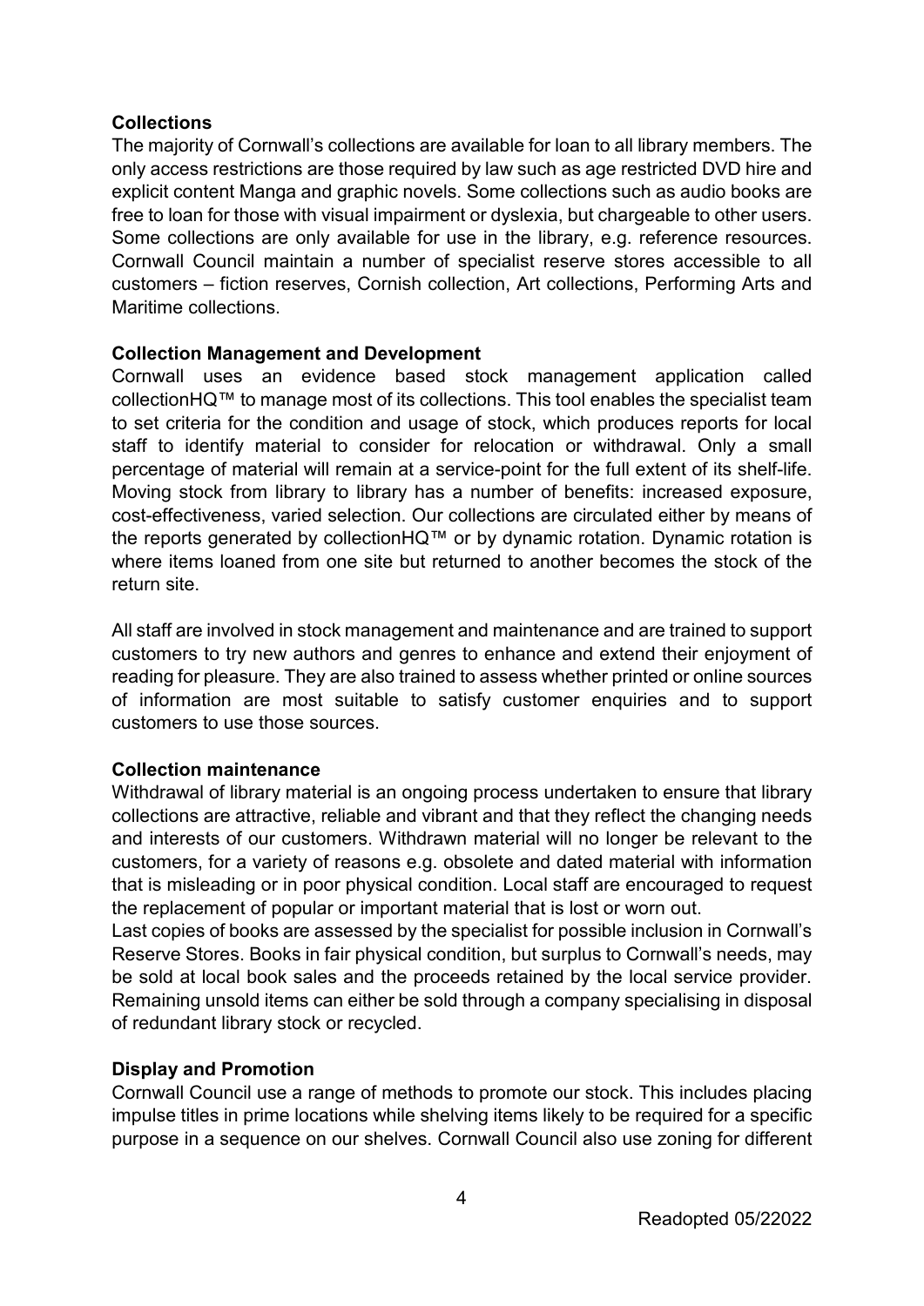**Collections**

The majority of Cornwall's collections are available for loan to all library members. The only access restrictions are those required by law such as age restricted DVD hire and explicit content Manga and graphic novels. Some collections such as audio books are free to loan for those with visual impairment or dyslexia, but chargeable to other users. Some collections are only available for use in the library, e.g. reference resources. Cornwall Council maintain a number of specialist reserve stores accessible to all customers – fiction reserves, Cornish collection, Art collections, Performing Arts and Maritime collections.

**Collection Management and Development**

Cornwall uses an evidence based stock management application called collectionHQ™ to manage most of its collections. This tool enables the specialist team to set criteria for the condition and usage of stock, which produces reports for local staff to identify material to consider for relocation or withdrawal. Only a small percentage of material will remain at a service-point for the full extent of its shelf-life. Moving stock from library to library has a number of benefits: increased exposure, cost-effectiveness, varied selection. Our collections are circulated either by means of the reports generated by collectionHQ™ or by dynamic rotation. Dynamic rotation is where items loaned from one site but returned to another becomes the stock of the return site.

All staff are involved in stock management and maintenance and are trained to support customers to try new authors and genres to enhance and extend their enjoyment of reading for pleasure. They are also trained to assess whether printed or online sources of information are most suitable to satisfy customer enquiries and to support customers to use those sources.

**Collection maintenance**

Withdrawal of library material is an ongoing process undertaken to ensure that library collections are attractive, reliable and vibrant and that they reflect the changing needs and interests of our customers. Withdrawn material will no longer be relevant to the customers, for a variety of reasons e.g. obsolete and dated material with information that is misleading or in poor physical condition. Local staff are encouraged to request the replacement of popular or important material that is lost or worn out.

Last copies of books are assessed by the specialist for possible inclusion in Cornwall's Reserve Stores. Books in fair physical condition, but surplus to Cornwall's needs, may be sold at local book sales and the proceeds retained by the local service provider. Remaining unsold items can either be sold through a company specialising in disposal of redundant library stock or recycled.

**Display and Promotion**

Cornwall Council use a range of methods to promote our stock. This includes placing impulse titles in prime locations while shelving items likely to be required for a specific purpose in a sequence on our shelves. Cornwall Council also use zoning for different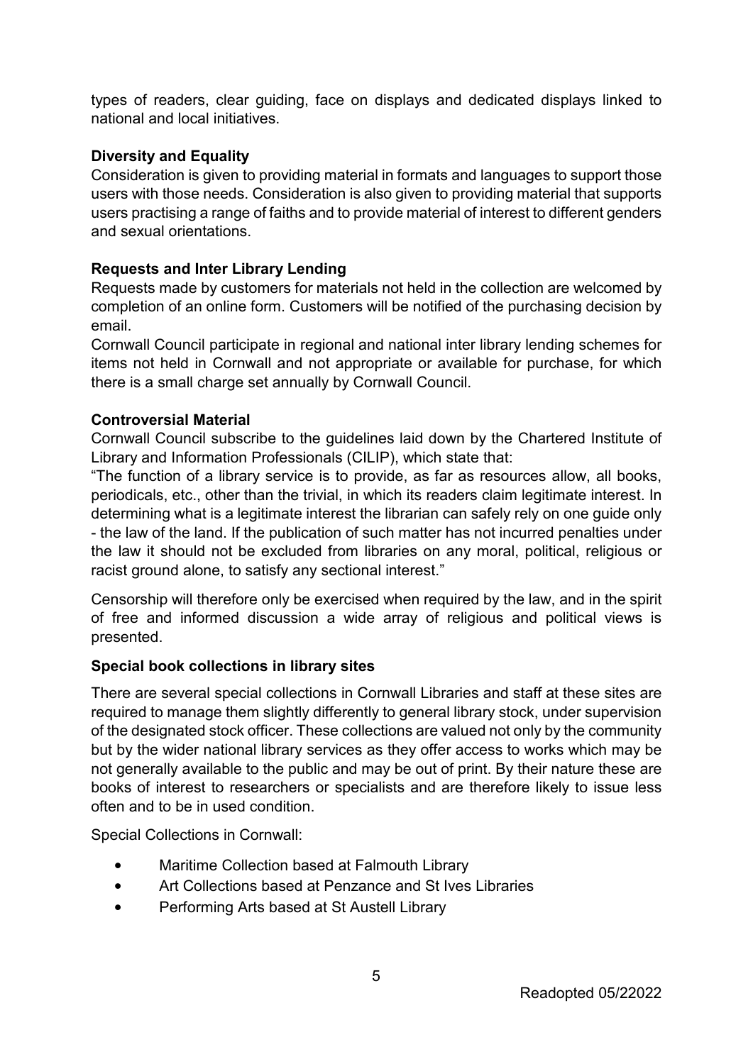types of readers, clear guiding, face on displays and dedicated displays linked to national and local initiatives.

### Diversity and Equality

Consideration is given to providing material in formats and languages to support those users with those needs. Consideration is also given to providing material that supports users practising a range of faiths and to provide material of interest to different genders and sexual orientations.

### Requests and Inter Library Lending

Requests made by customers for materials not held in the collection are welcomed by completion of an online form. Customers will be notified of the purchasing decision by email.

Cornwall Council participate in regional and national inter library lending schemes for items not held in Cornwall and not appropriate or available for purchase, for which there is a small charge set annually by Cornwall Council.

### Controversial Material

Cornwall Council subscribe to the guidelines laid down by the Chartered Institute of Library and Information Professionals (CILIP), which state that:

"The function of a library service is to provide, as far as resources allow, all books, periodicals, etc., other than the trivial, in which its readers claim legitimate interest. In determining what is a legitimate interest the librarian can safely rely on one guide only - the law of the land. If the publication of such matter has not incurred penalties under the law it should not be excluded from libraries on any moral, political, religious or racist ground alone, to satisfy any sectional interest."

Censorship will therefore only be exercised when required by the law, and in the spirit of free and informed discussion a wide array of religious and political views is presented.

### Special book collections in library sites

There are several special collections in Cornwall Libraries and staff at these sites are required to manage them slightly differently to general library stock, under supervision of the designated stock officer. These collections are valued not only by the community but by the wider national library services as they offer access to works which may be not generally available to the public and may be out of print. By their nature these are books of interest to researchers or specialists and are therefore likely to issue less often and to be in used condition.

Special Collections in Cornwall:

- Maritime Collection based at Falmouth Library
- Art Collections based at Penzance and St Ives Libraries
- Performing Arts based at St Austell Library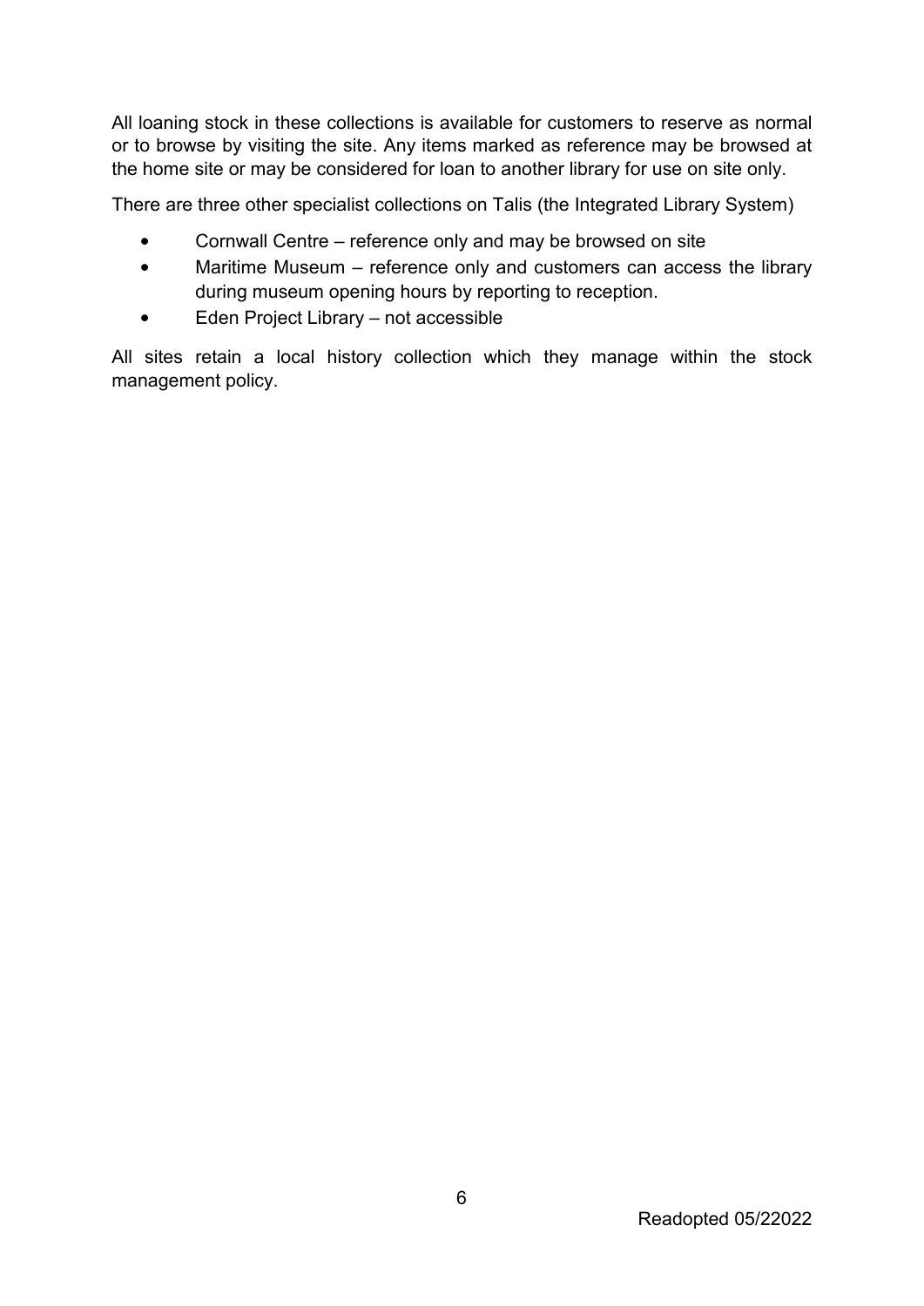All loaning stock in these collections is available for customers to reserve as normal or to browse by visiting the site. Any items marked as reference may be browsed at the home site or may be considered for loan to another library for use on site only.

There are three other specialist collections on Talis (the Integrated Library System)

- Cornwall Centre – reference only and may be browsed on site
- Maritime Museum – reference only and customers can access the library during museum opening hours by reporting to reception.
- Eden Project Library – not accessible

All sites retain a local history collection which they manage within the stock management policy.